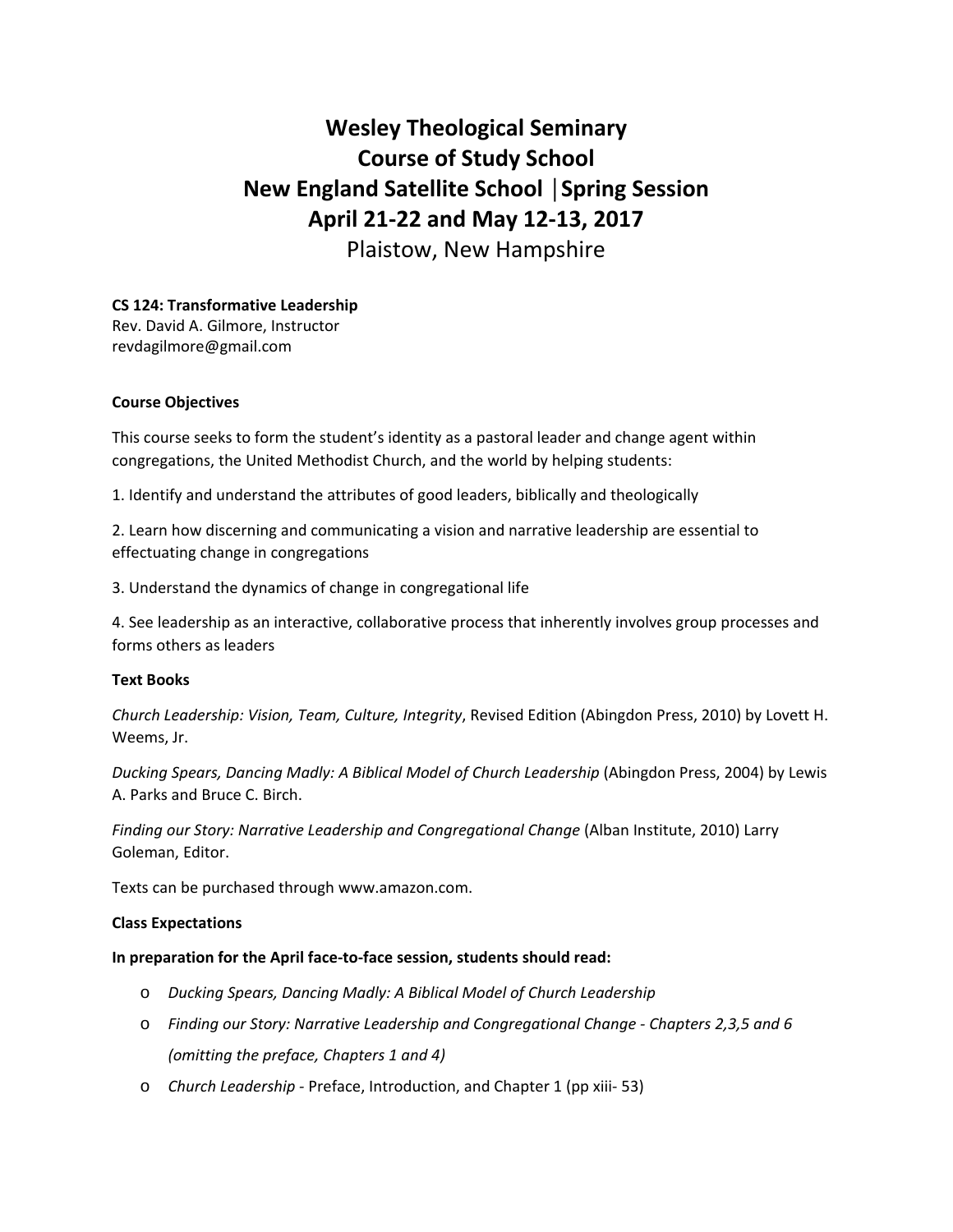# Wesley Theological Seminary
# Course of Study School
# New England Satellite School │Spring Session
# April 21-22 and May 12-13, 2017

Plaistow, New Hampshire

**CS 124: Transformative Leadership**
Rev. David A. Gilmore, Instructor
revdagilmore@gmail.com

**Course Objectives**

This course seeks to form the student's identity as a pastoral leader and change agent within congregations, the United Methodist Church, and the world by helping students:

1. Identify and understand the attributes of good leaders, biblically and theologically

2. Learn how discerning and communicating a vision and narrative leadership are essential to effectuating change in congregations

3. Understand the dynamics of change in congregational life

4. See leadership as an interactive, collaborative process that inherently involves group processes and forms others as leaders

**Text Books**

*Church Leadership: Vision, Team, Culture, Integrity*, Revised Edition (Abingdon Press, 2010) by Lovett H. Weems, Jr.

*Ducking Spears, Dancing Madly: A Biblical Model of Church Leadership* (Abingdon Press, 2004) by Lewis A. Parks and Bruce C. Birch.

*Finding our Story: Narrative Leadership and Congregational Change* (Alban Institute, 2010) Larry Goleman, Editor.

Texts can be purchased through www.amazon.com.

**Class Expectations**

**In preparation for the April face-to-face session, students should read:**

- *Ducking Spears, Dancing Madly: A Biblical Model of Church Leadership*
- *Finding our Story: Narrative Leadership and Congregational Change - Chapters 2,3,5 and 6 (omitting the preface, Chapters 1 and 4)*
- *Church Leadership* - Preface, Introduction, and Chapter 1 (pp xiii- 53)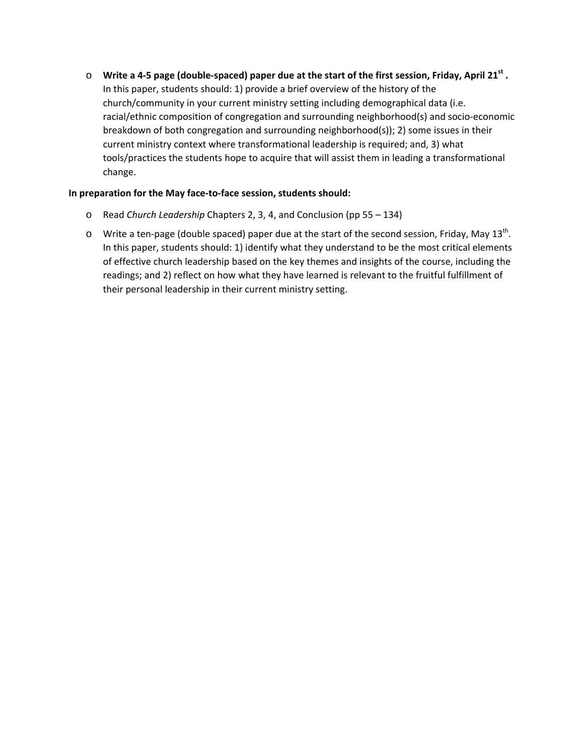- **Write a 4-5 page (double-spaced) paper due at the start of the first session, Friday, April 21st .** In this paper, students should: 1) provide a brief overview of the history of the church/community in your current ministry setting including demographical data (i.e. racial/ethnic composition of congregation and surrounding neighborhood(s) and socio-economic breakdown of both congregation and surrounding neighborhood(s)); 2) some issues in their current ministry context where transformational leadership is required; and, 3) what tools/practices the students hope to acquire that will assist them in leading a transformational change.

**In preparation for the May face-to-face session, students should:**

- Read *Church Leadership* Chapters 2, 3, 4, and Conclusion (pp 55 – 134)
- Write a ten-page (double spaced) paper due at the start of the second session, Friday, May 13th. In this paper, students should: 1) identify what they understand to be the most critical elements of effective church leadership based on the key themes and insights of the course, including the readings; and 2) reflect on how what they have learned is relevant to the fruitful fulfillment of their personal leadership in their current ministry setting.